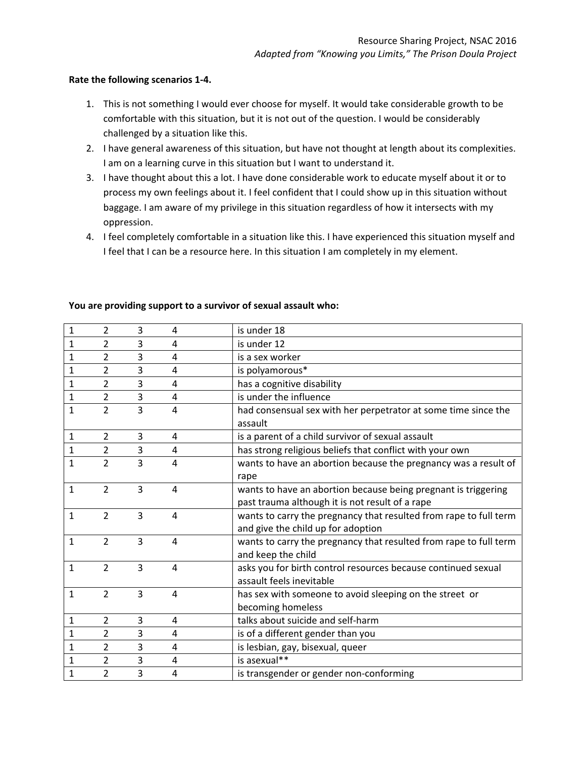Resource Sharing Project, NSAC 2016
*Adapted from "Knowing you Limits," The Prison Doula Project*

**Rate the following scenarios 1-4.**

1. This is not something I would ever choose for myself. It would take considerable growth to be comfortable with this situation, but it is not out of the question. I would be considerably challenged by a situation like this.
2. I have general awareness of this situation, but have not thought at length about its complexities. I am on a learning curve in this situation but I want to understand it.
3. I have thought about this a lot. I have done considerable work to educate myself about it or to process my own feelings about it. I feel confident that I could show up in this situation without baggage. I am aware of my privilege in this situation regardless of how it intersects with my oppression.
4. I feel completely comfortable in a situation like this. I have experienced this situation myself and I feel that I can be a resource here. In this situation I am completely in my element.

**You are providing support to a survivor of sexual assault who:**

| | | | | |
|---|---|---|---|---|
| 1 | 2 | 3 | 4 | is under 18 |
| 1 | 2 | 3 | 4 | is under 12 |
| 1 | 2 | 3 | 4 | is a sex worker |
| 1 | 2 | 3 | 4 | is polyamorous* |
| 1 | 2 | 3 | 4 | has a cognitive disability |
| 1 | 2 | 3 | 4 | is under the influence |
| 1 | 2 | 3 | 4 | had consensual sex with her perpetrator at some time since the assault |
| 1 | 2 | 3 | 4 | is a parent of a child survivor of sexual assault |
| 1 | 2 | 3 | 4 | has strong religious beliefs that conflict with your own |
| 1 | 2 | 3 | 4 | wants to have an abortion because the pregnancy was a result of rape |
| 1 | 2 | 3 | 4 | wants to have an abortion because being pregnant is triggering past trauma although it is not result of a rape |
| 1 | 2 | 3 | 4 | wants to carry the pregnancy that resulted from rape to full term and give the child up for adoption |
| 1 | 2 | 3 | 4 | wants to carry the pregnancy that resulted from rape to full term and keep the child |
| 1 | 2 | 3 | 4 | asks you for birth control resources because continued sexual assault feels inevitable |
| 1 | 2 | 3 | 4 | has sex with someone to avoid sleeping on the street or becoming homeless |
| 1 | 2 | 3 | 4 | talks about suicide and self-harm |
| 1 | 2 | 3 | 4 | is of a different gender than you |
| 1 | 2 | 3 | 4 | is lesbian, gay, bisexual, queer |
| 1 | 2 | 3 | 4 | is asexual** |
| 1 | 2 | 3 | 4 | is transgender or gender non-conforming |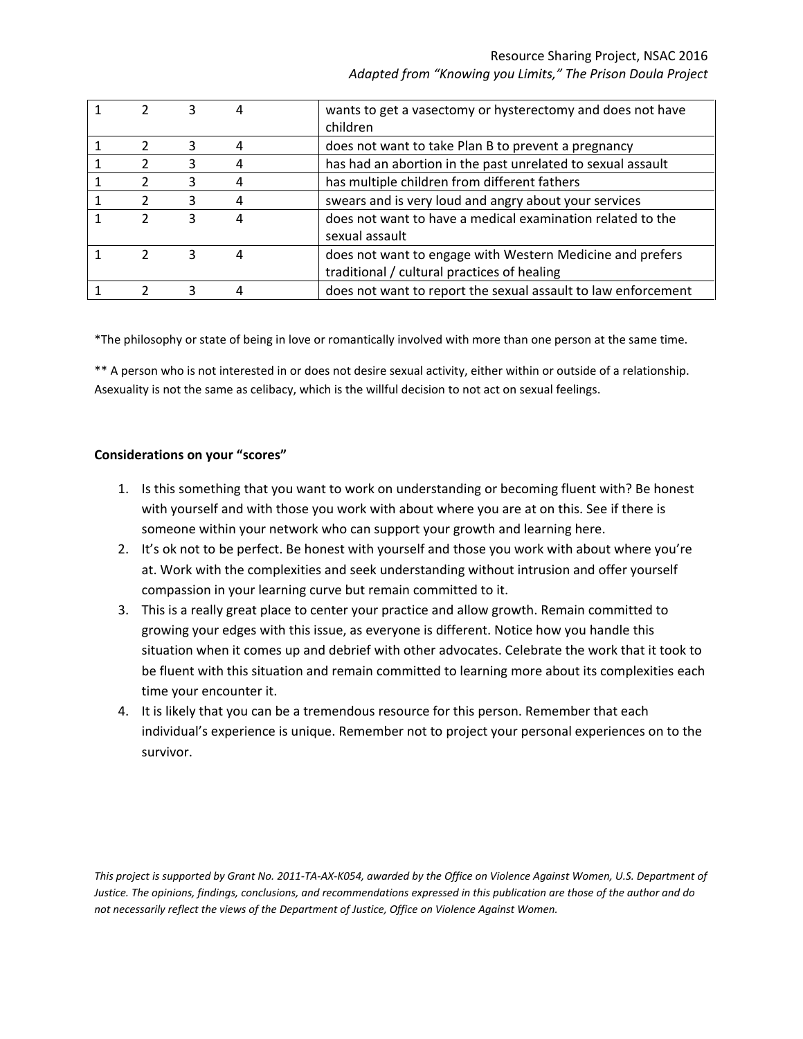| | | | | |
|---|---|---|---|---|
| 1 | 2 | 3 | 4 | wants to get a vasectomy or hysterectomy and does not have children |
| 1 | 2 | 3 | 4 | does not want to take Plan B to prevent a pregnancy |
| 1 | 2 | 3 | 4 | has had an abortion in the past unrelated to sexual assault |
| 1 | 2 | 3 | 4 | has multiple children from different fathers |
| 1 | 2 | 3 | 4 | swears and is very loud and angry about your services |
| 1 | 2 | 3 | 4 | does not want to have a medical examination related to the sexual assault |
| 1 | 2 | 3 | 4 | does not want to engage with Western Medicine and prefers traditional / cultural practices of healing |
| 1 | 2 | 3 | 4 | does not want to report the sexual assault to law enforcement |

*The philosophy or state of being in love or romantically involved with more than one person at the same time.

** A person who is not interested in or does not desire sexual activity, either within or outside of a relationship. Asexuality is not the same as celibacy, which is the willful decision to not act on sexual feelings.

**Considerations on your "scores"**

1. Is this something that you want to work on understanding or becoming fluent with? Be honest with yourself and with those you work with about where you are at on this. See if there is someone within your network who can support your growth and learning here.
2. It's ok not to be perfect. Be honest with yourself and those you work with about where you're at. Work with the complexities and seek understanding without intrusion and offer yourself compassion in your learning curve but remain committed to it.
3. This is a really great place to center your practice and allow growth. Remain committed to growing your edges with this issue, as everyone is different. Notice how you handle this situation when it comes up and debrief with other advocates. Celebrate the work that it took to be fluent with this situation and remain committed to learning more about its complexities each time your encounter it.
4. It is likely that you can be a tremendous resource for this person. Remember that each individual's experience is unique. Remember not to project your personal experiences on to the survivor.

*This project is supported by Grant No. 2011-TA-AX-K054, awarded by the Office on Violence Against Women, U.S. Department of Justice. The opinions, findings, conclusions, and recommendations expressed in this publication are those of the author and do not necessarily reflect the views of the Department of Justice, Office on Violence Against Women.*